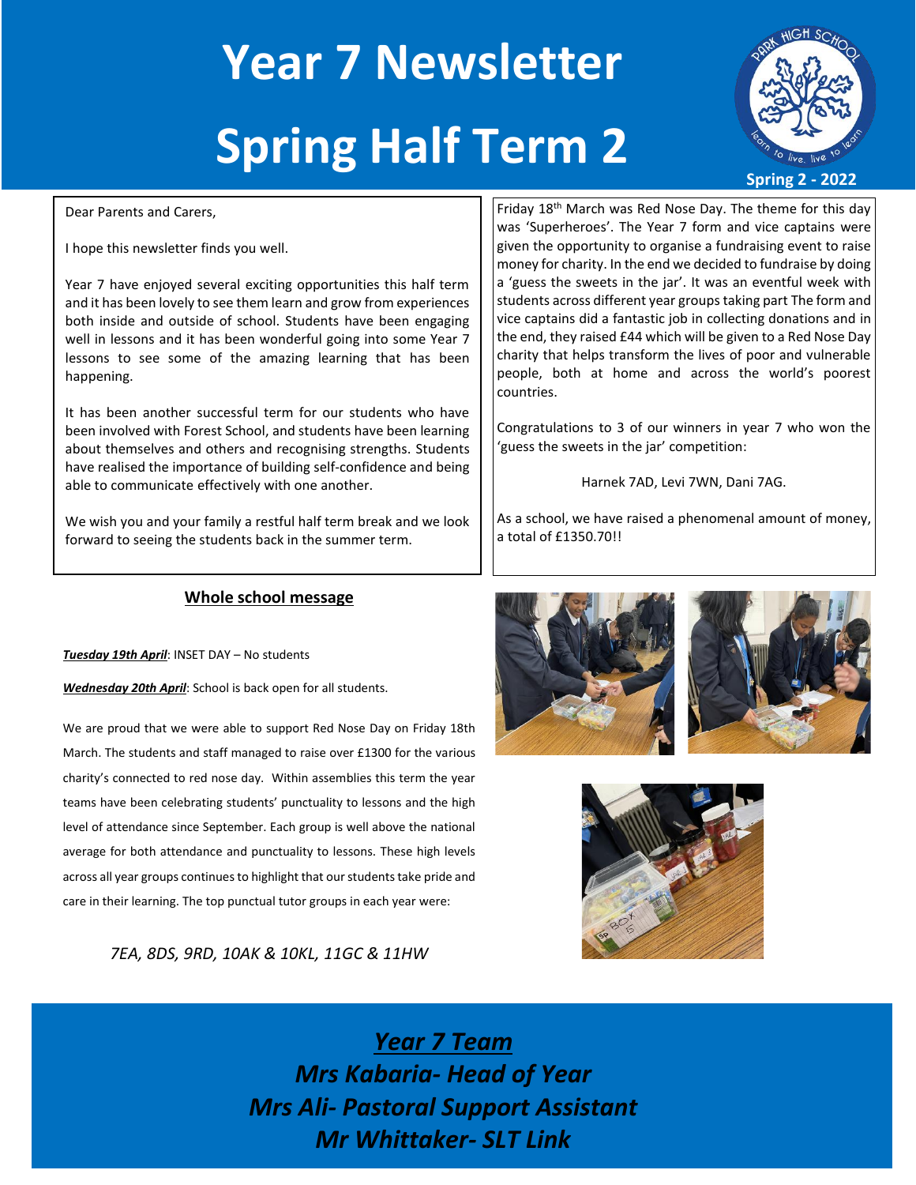# Year 7 Newsletter

# Spring Half Term 2

Spring 2 - 2022

Dear Parents and Carers,

I hope this newsletter finds you well.

Year 7 have enjoyed several exciting opportunities this half term and it has been lovely to see them learn and grow from experiences both inside and outside of school. Students have been engaging well in lessons and it has been wonderful going into some Year 7 lessons to see some of the amazing learning that has been happening.

It has been another successful term for our students who have been involved with Forest School, and students have been learning about themselves and others and recognising strengths. Students have realised the importance of building self-confidence and being able to communicate effectively with one another.

We wish you and your family a restful half term break and we look forward to seeing the students back in the summer term.

Friday 18th March was Red Nose Day. The theme for this day was 'Superheroes'. The Year 7 form and vice captains were given the opportunity to organise a fundraising event to raise money for charity. In the end we decided to fundraise by doing a 'guess the sweets in the jar'. It was an eventful week with students across different year groups taking part The form and vice captains did a fantastic job in collecting donations and in the end, they raised £44 which will be given to a Red Nose Day charity that helps transform the lives of poor and vulnerable people, both at home and across the world's poorest countries.

Congratulations to 3 of our winners in year 7 who won the 'guess the sweets in the jar' competition:

Harnek 7AD, Levi 7WN, Dani 7AG.

As a school, we have raised a phenomenal amount of money, a total of £1350.70!!

## Whole school message

***Tuesday 19th April***: INSET DAY – No students

***Wednesday 20th April***: School is back open for all students.

We are proud that we were able to support Red Nose Day on Friday 18th March. The students and staff managed to raise over £1300 for the various charity's connected to red nose day. Within assemblies this term the year teams have been celebrating students' punctuality to lessons and the high level of attendance since September. Each group is well above the national average for both attendance and punctuality to lessons. These high levels across all year groups continues to highlight that our students take pride and care in their learning. The top punctual tutor groups in each year were:

*7EA, 8DS, 9RD, 10AK & 10KL, 11GC & 11HW*

***Year 7 Team***

***Mrs Kabaria- Head of Year***

***Mrs Ali- Pastoral Support Assistant***

***Mr Whittaker- SLT Link***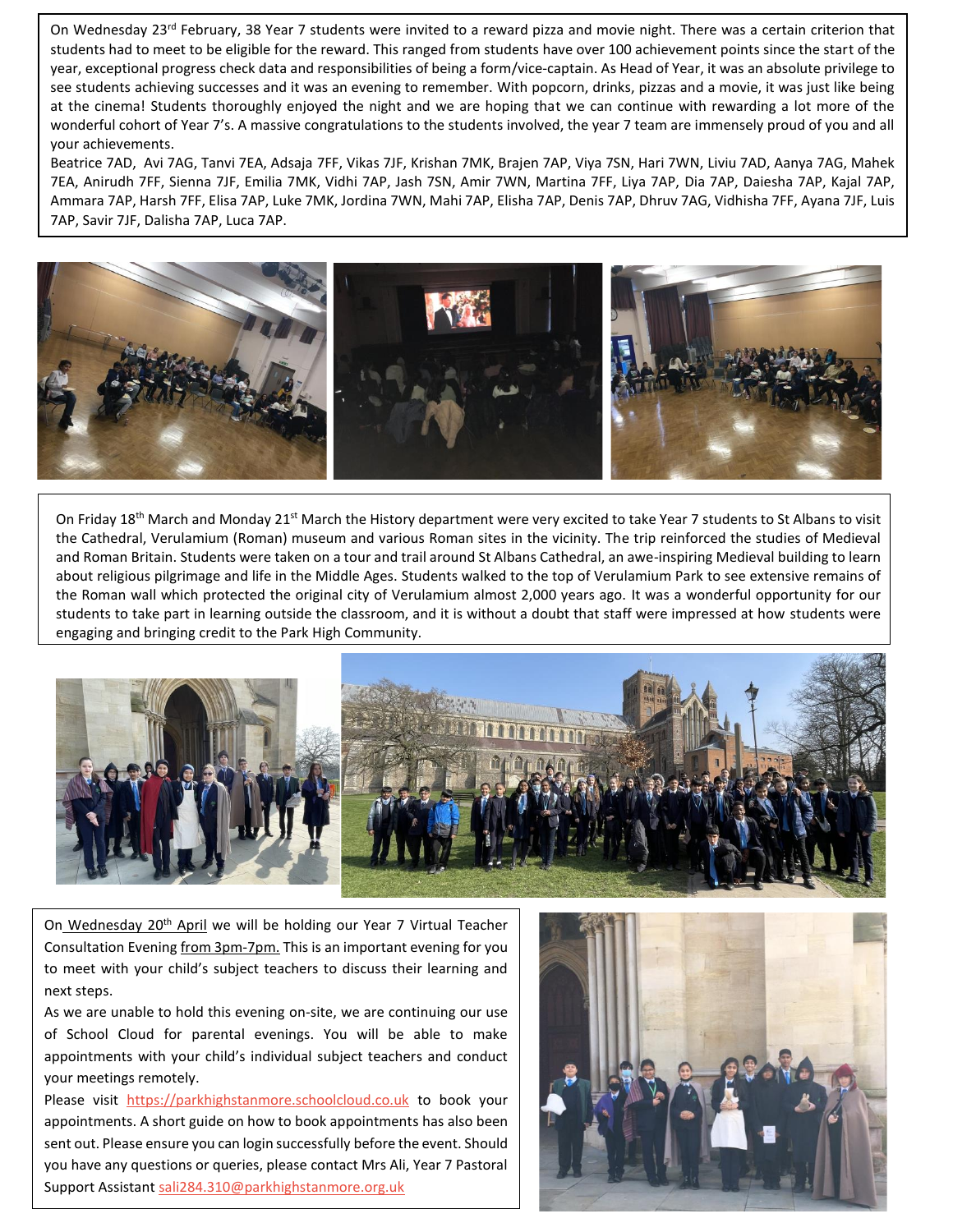On Wednesday 23rd February, 38 Year 7 students were invited to a reward pizza and movie night. There was a certain criterion that students had to meet to be eligible for the reward. This ranged from students have over 100 achievement points since the start of the year, exceptional progress check data and responsibilities of being a form/vice-captain. As Head of Year, it was an absolute privilege to see students achieving successes and it was an evening to remember. With popcorn, drinks, pizzas and a movie, it was just like being at the cinema! Students thoroughly enjoyed the night and we are hoping that we can continue with rewarding a lot more of the wonderful cohort of Year 7's. A massive congratulations to the students involved, the year 7 team are immensely proud of you and all your achievements.

Beatrice 7AD, Avi 7AG, Tanvi 7EA, Adsaja 7FF, Vikas 7JF, Krishan 7MK, Brajen 7AP, Viya 7SN, Hari 7WN, Liviu 7AD, Aanya 7AG, Mahek 7EA, Anirudh 7FF, Sienna 7JF, Emilia 7MK, Vidhi 7AP, Jash 7SN, Amir 7WN, Martina 7FF, Liya 7AP, Dia 7AP, Daiesha 7AP, Kajal 7AP, Ammara 7AP, Harsh 7FF, Elisa 7AP, Luke 7MK, Jordina 7WN, Mahi 7AP, Elisha 7AP, Denis 7AP, Dhruv 7AG, Vidhisha 7FF, Ayana 7JF, Luis 7AP, Savir 7JF, Dalisha 7AP, Luca 7AP.

On Friday 18th March and Monday 21st March the History department were very excited to take Year 7 students to St Albans to visit the Cathedral, Verulamium (Roman) museum and various Roman sites in the vicinity. The trip reinforced the studies of Medieval and Roman Britain. Students were taken on a tour and trail around St Albans Cathedral, an awe-inspiring Medieval building to learn about religious pilgrimage and life in the Middle Ages. Students walked to the top of Verulamium Park to see extensive remains of the Roman wall which protected the original city of Verulamium almost 2,000 years ago. It was a wonderful opportunity for our students to take part in learning outside the classroom, and it is without a doubt that staff were impressed at how students were engaging and bringing credit to the Park High Community.

On Wednesday 20th April we will be holding our Year 7 Virtual Teacher Consultation Evening from 3pm-7pm. This is an important evening for you to meet with your child's subject teachers to discuss their learning and next steps.

As we are unable to hold this evening on-site, we are continuing our use of School Cloud for parental evenings. You will be able to make appointments with your child's individual subject teachers and conduct your meetings remotely.

Please visit https://parkhighstanmore.schoolcloud.co.uk to book your appointments. A short guide on how to book appointments has also been sent out. Please ensure you can login successfully before the event. Should you have any questions or queries, please contact Mrs Ali, Year 7 Pastoral Support Assistant sali284.310@parkhighstanmore.org.uk